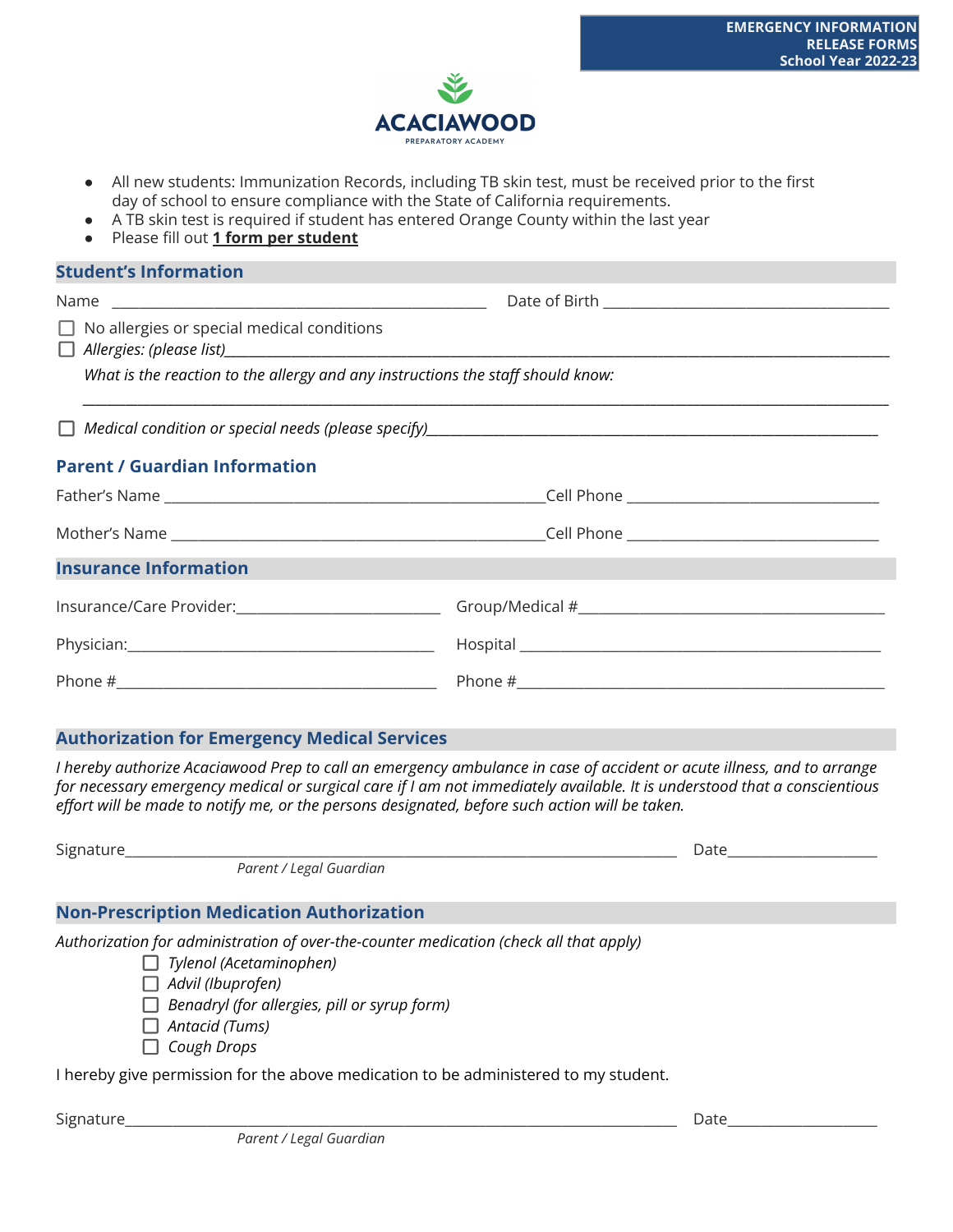**EMERGENCY INFORMATION RELEASE FORMS**
**School Year 2022-23**

ACACIAWOOD
PREPARATORY ACADEMY

- All new students: Immunization Records, including TB skin test, must be received prior to the first day of school to ensure compliance with the State of California requirements.
- A TB skin test is required if student has entered Orange County within the last year
- Please fill out **1 form per student**

## Student's Information

Name ______________________________ Date of Birth ______________________________

☐ No allergies or special medical conditions

☐ *Allergies: (please list)*______________________________

*What is the reaction to the allergy and any instructions the staff should know:*

______________________________

☐ *Medical condition or special needs (please specify)*______________________________

## Parent / Guardian Information

Father's Name ______________________________ Cell Phone ______________________________

Mother's Name ______________________________ Cell Phone ______________________________

## Insurance Information

Insurance/Care Provider:______________________________ Group/Medical #______________________________

Physician:______________________________ Hospital ______________________________

Phone #______________________________ Phone #______________________________

## Authorization for Emergency Medical Services

*I hereby authorize Acaciawood Prep to call an emergency ambulance in case of accident or acute illness, and to arrange for necessary emergency medical or surgical care if I am not immediately available. It is understood that a conscientious effort will be made to notify me, or the persons designated, before such action will be taken.*

Signature______________________________ Date______________________________
*Parent / Legal Guardian*

## Non-Prescription Medication Authorization

*Authorization for administration of over-the-counter medication (check all that apply)*

☐ *Tylenol (Acetaminophen)*
☐ *Advil (Ibuprofen)*
☐ *Benadryl (for allergies, pill or syrup form)*
☐ *Antacid (Tums)*
☐ *Cough Drops*

I hereby give permission for the above medication to be administered to my student.

Signature______________________________ Date______________________________
*Parent / Legal Guardian*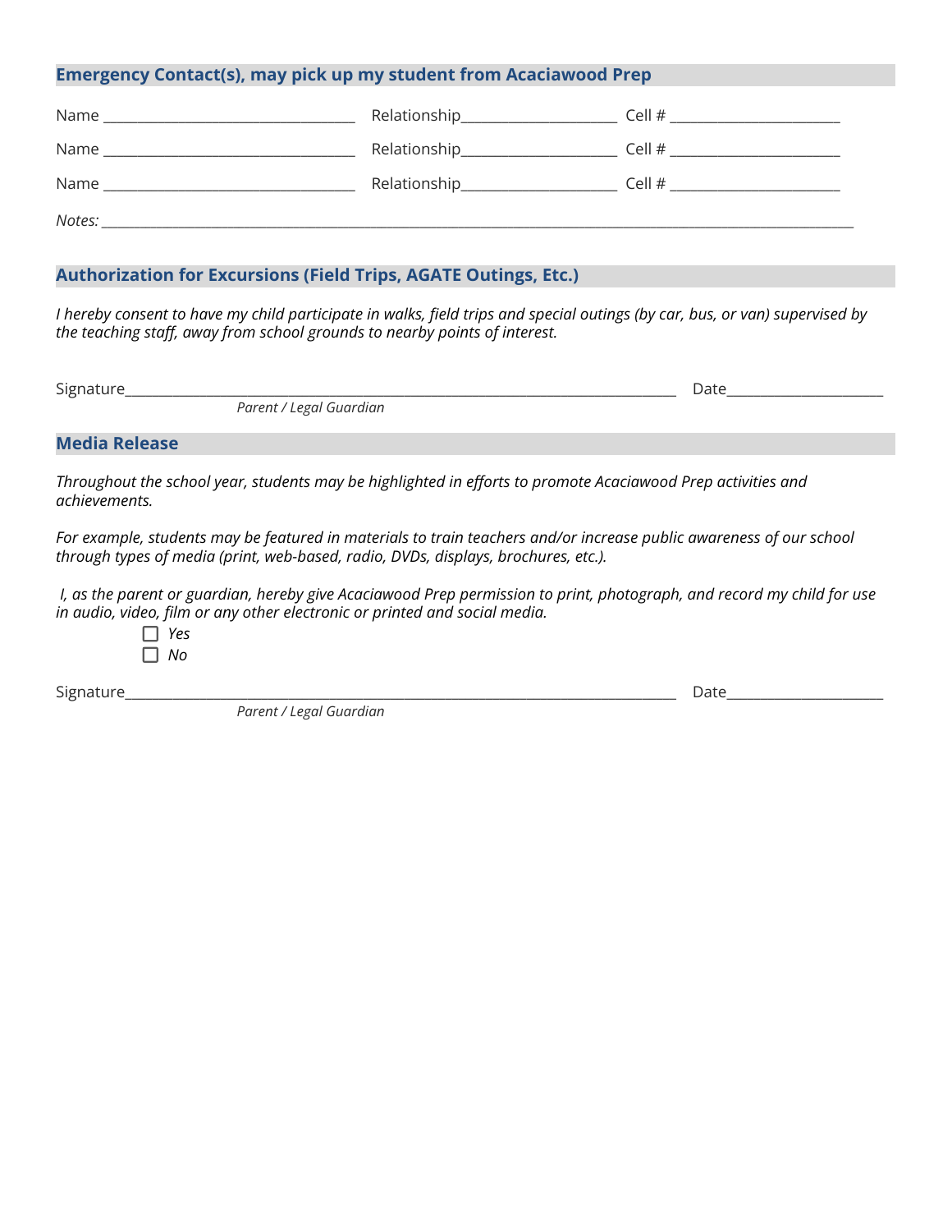## Emergency Contact(s), may pick up my student from Acaciawood Prep

Name ________________________________ Relationship____________________ Cell # ______________________

Name ________________________________ Relationship____________________ Cell # ______________________

Name ________________________________ Relationship____________________ Cell # ______________________

*Notes:* ________________________________________________________________________________________________

## Authorization for Excursions (Field Trips, AGATE Outings, Etc.)

*I hereby consent to have my child participate in walks, field trips and special outings (by car, bus, or van) supervised by the teaching staff, away from school grounds to nearby points of interest.*

Signature______________________________________________________________________ Date____________________

*Parent / Legal Guardian*

## Media Release

*Throughout the school year, students may be highlighted in efforts to promote Acaciawood Prep activities and achievements.*

*For example, students may be featured in materials to train teachers and/or increase public awareness of our school through types of media (print, web-based, radio, DVDs, displays, brochures, etc.).*

*I, as the parent or guardian, hereby give Acaciawood Prep permission to print, photograph, and record my child for use in audio, video, film or any other electronic or printed and social media.*

- ☐ *Yes*
- ☐ *No*

Signature______________________________________________________________________ Date____________________

*Parent / Legal Guardian*